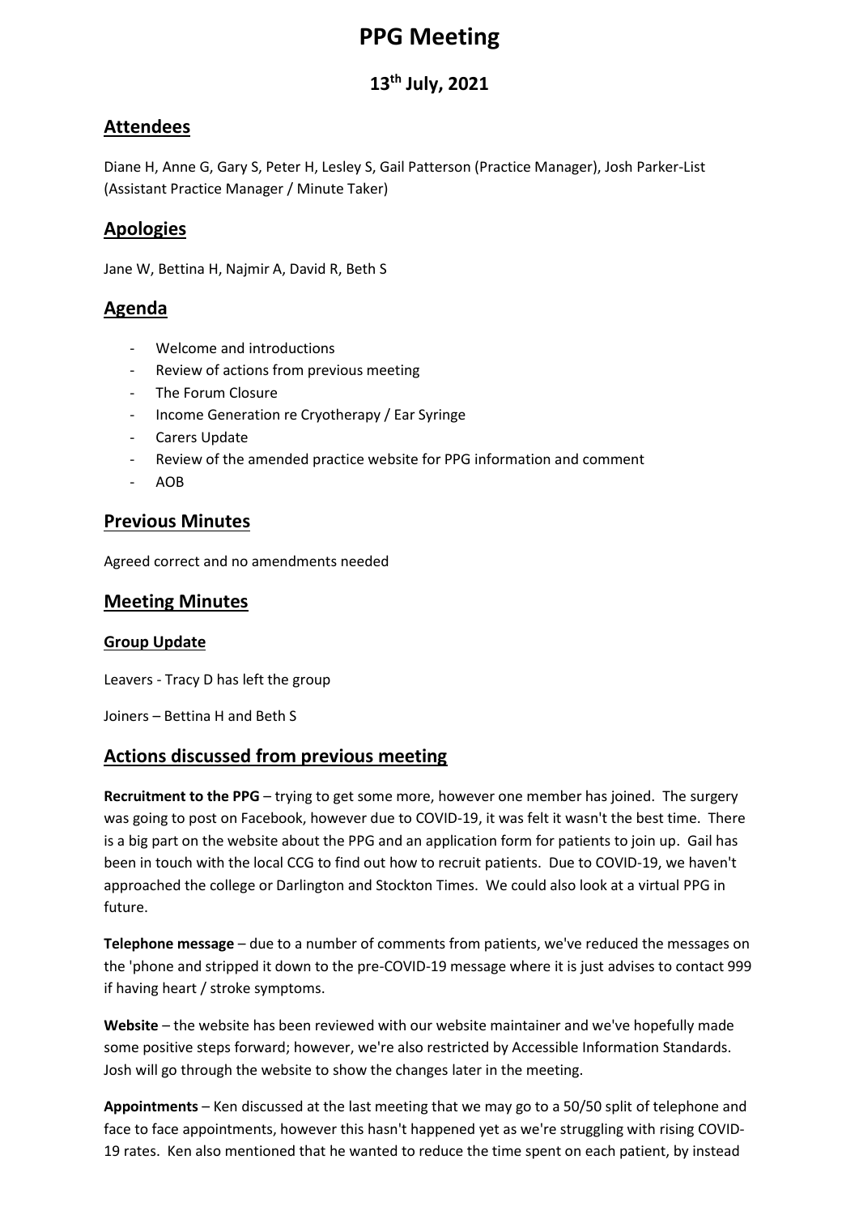# PPG Meeting

## 13th July, 2021

## Attendees

Diane H, Anne G, Gary S, Peter H, Lesley S, Gail Patterson (Practice Manager), Josh Parker-List (Assistant Practice Manager / Minute Taker)

## Apologies

Jane W, Bettina H, Najmir A, David R, Beth S

## Agenda

- Welcome and introductions
- Review of actions from previous meeting
- The Forum Closure
- Income Generation re Cryotherapy / Ear Syringe
- Carers Update
- Review of the amended practice website for PPG information and comment
- AOB

## Previous Minutes

Agreed correct and no amendments needed

## Meeting Minutes

### Group Update

Leavers - Tracy D has left the group

Joiners – Bettina H and Beth S

## Actions discussed from previous meeting

**Recruitment to the PPG** – trying to get some more, however one member has joined. The surgery was going to post on Facebook, however due to COVID-19, it was felt it wasn't the best time. There is a big part on the website about the PPG and an application form for patients to join up. Gail has been in touch with the local CCG to find out how to recruit patients. Due to COVID-19, we haven't approached the college or Darlington and Stockton Times. We could also look at a virtual PPG in future.

**Telephone message** – due to a number of comments from patients, we've reduced the messages on the 'phone and stripped it down to the pre-COVID-19 message where it is just advises to contact 999 if having heart / stroke symptoms.

**Website** – the website has been reviewed with our website maintainer and we've hopefully made some positive steps forward; however, we're also restricted by Accessible Information Standards. Josh will go through the website to show the changes later in the meeting.

**Appointments** – Ken discussed at the last meeting that we may go to a 50/50 split of telephone and face to face appointments, however this hasn't happened yet as we're struggling with rising COVID-19 rates. Ken also mentioned that he wanted to reduce the time spent on each patient, by instead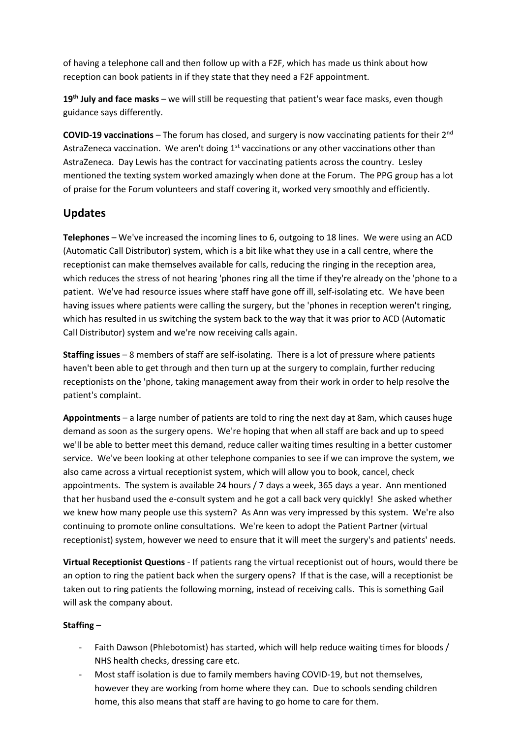of having a telephone call and then follow up with a F2F, which has made us think about how reception can book patients in if they state that they need a F2F appointment.

**19th July and face masks** – we will still be requesting that patient's wear face masks, even though guidance says differently.

**COVID-19 vaccinations** – The forum has closed, and surgery is now vaccinating patients for their 2nd AstraZeneca vaccination. We aren't doing 1st vaccinations or any other vaccinations other than AstraZeneca. Day Lewis has the contract for vaccinating patients across the country. Lesley mentioned the texting system worked amazingly when done at the Forum. The PPG group has a lot of praise for the Forum volunteers and staff covering it, worked very smoothly and efficiently.

## Updates

**Telephones** – We've increased the incoming lines to 6, outgoing to 18 lines. We were using an ACD (Automatic Call Distributor) system, which is a bit like what they use in a call centre, where the receptionist can make themselves available for calls, reducing the ringing in the reception area, which reduces the stress of not hearing 'phones ring all the time if they're already on the 'phone to a patient. We've had resource issues where staff have gone off ill, self-isolating etc. We have been having issues where patients were calling the surgery, but the 'phones in reception weren't ringing, which has resulted in us switching the system back to the way that it was prior to ACD (Automatic Call Distributor) system and we're now receiving calls again.

**Staffing issues** – 8 members of staff are self-isolating. There is a lot of pressure where patients haven't been able to get through and then turn up at the surgery to complain, further reducing receptionists on the 'phone, taking management away from their work in order to help resolve the patient's complaint.

**Appointments** – a large number of patients are told to ring the next day at 8am, which causes huge demand as soon as the surgery opens. We're hoping that when all staff are back and up to speed we'll be able to better meet this demand, reduce caller waiting times resulting in a better customer service. We've been looking at other telephone companies to see if we can improve the system, we also came across a virtual receptionist system, which will allow you to book, cancel, check appointments. The system is available 24 hours / 7 days a week, 365 days a year. Ann mentioned that her husband used the e-consult system and he got a call back very quickly! She asked whether we knew how many people use this system? As Ann was very impressed by this system. We're also continuing to promote online consultations. We're keen to adopt the Patient Partner (virtual receptionist) system, however we need to ensure that it will meet the surgery's and patients' needs.

**Virtual Receptionist Questions** - If patients rang the virtual receptionist out of hours, would there be an option to ring the patient back when the surgery opens? If that is the case, will a receptionist be taken out to ring patients the following morning, instead of receiving calls. This is something Gail will ask the company about.

**Staffing** –

- Faith Dawson (Phlebotomist) has started, which will help reduce waiting times for bloods / NHS health checks, dressing care etc.
- Most staff isolation is due to family members having COVID-19, but not themselves, however they are working from home where they can. Due to schools sending children home, this also means that staff are having to go home to care for them.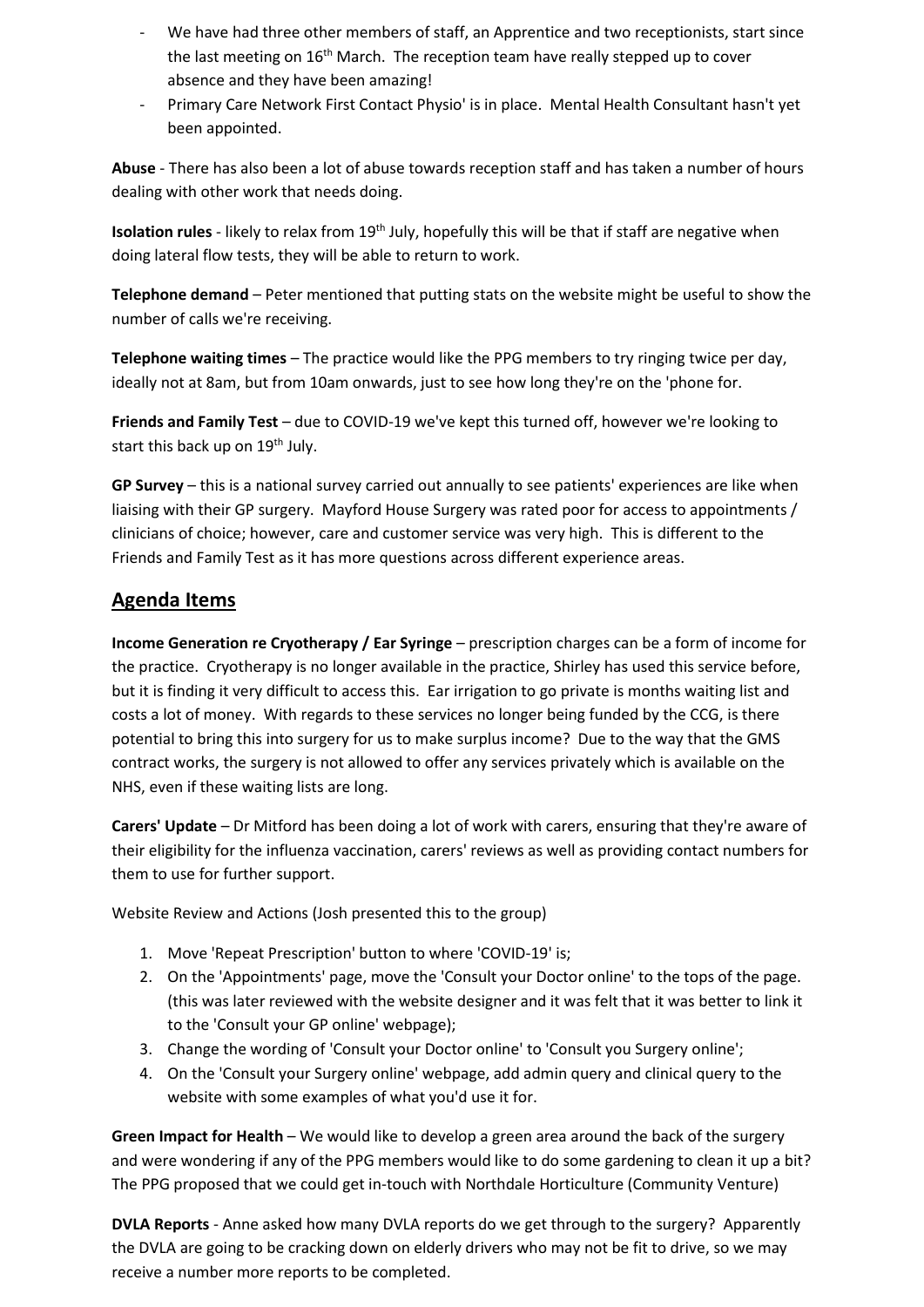- We have had three other members of staff, an Apprentice and two receptionists, start since the last meeting on 16th March. The reception team have really stepped up to cover absence and they have been amazing!
- Primary Care Network First Contact Physio' is in place. Mental Health Consultant hasn't yet been appointed.

**Abuse** - There has also been a lot of abuse towards reception staff and has taken a number of hours dealing with other work that needs doing.

**Isolation rules** - likely to relax from 19th July, hopefully this will be that if staff are negative when doing lateral flow tests, they will be able to return to work.

**Telephone demand** – Peter mentioned that putting stats on the website might be useful to show the number of calls we're receiving.

**Telephone waiting times** – The practice would like the PPG members to try ringing twice per day, ideally not at 8am, but from 10am onwards, just to see how long they're on the 'phone for.

**Friends and Family Test** – due to COVID-19 we've kept this turned off, however we're looking to start this back up on 19th July.

**GP Survey** – this is a national survey carried out annually to see patients' experiences are like when liaising with their GP surgery. Mayford House Surgery was rated poor for access to appointments / clinicians of choice; however, care and customer service was very high. This is different to the Friends and Family Test as it has more questions across different experience areas.

## Agenda Items

**Income Generation re Cryotherapy / Ear Syringe** – prescription charges can be a form of income for the practice. Cryotherapy is no longer available in the practice, Shirley has used this service before, but it is finding it very difficult to access this. Ear irrigation to go private is months waiting list and costs a lot of money. With regards to these services no longer being funded by the CCG, is there potential to bring this into surgery for us to make surplus income? Due to the way that the GMS contract works, the surgery is not allowed to offer any services privately which is available on the NHS, even if these waiting lists are long.

**Carers' Update** – Dr Mitford has been doing a lot of work with carers, ensuring that they're aware of their eligibility for the influenza vaccination, carers' reviews as well as providing contact numbers for them to use for further support.

Website Review and Actions (Josh presented this to the group)

1. Move 'Repeat Prescription' button to where 'COVID-19' is;
2. On the 'Appointments' page, move the 'Consult your Doctor online' to the tops of the page. (this was later reviewed with the website designer and it was felt that it was better to link it to the 'Consult your GP online' webpage);
3. Change the wording of 'Consult your Doctor online' to 'Consult you Surgery online';
4. On the 'Consult your Surgery online' webpage, add admin query and clinical query to the website with some examples of what you'd use it for.

**Green Impact for Health** – We would like to develop a green area around the back of the surgery and were wondering if any of the PPG members would like to do some gardening to clean it up a bit? The PPG proposed that we could get in-touch with Northdale Horticulture (Community Venture)

**DVLA Reports** - Anne asked how many DVLA reports do we get through to the surgery? Apparently the DVLA are going to be cracking down on elderly drivers who may not be fit to drive, so we may receive a number more reports to be completed.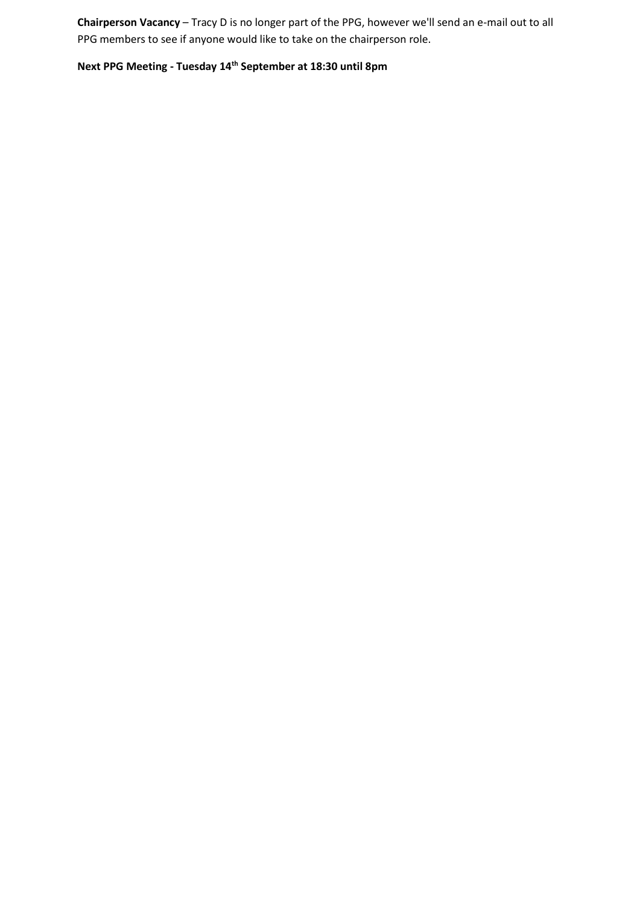**Chairperson Vacancy** – Tracy D is no longer part of the PPG, however we'll send an e-mail out to all PPG members to see if anyone would like to take on the chairperson role.

**Next PPG Meeting - Tuesday 14th September at 18:30 until 8pm**